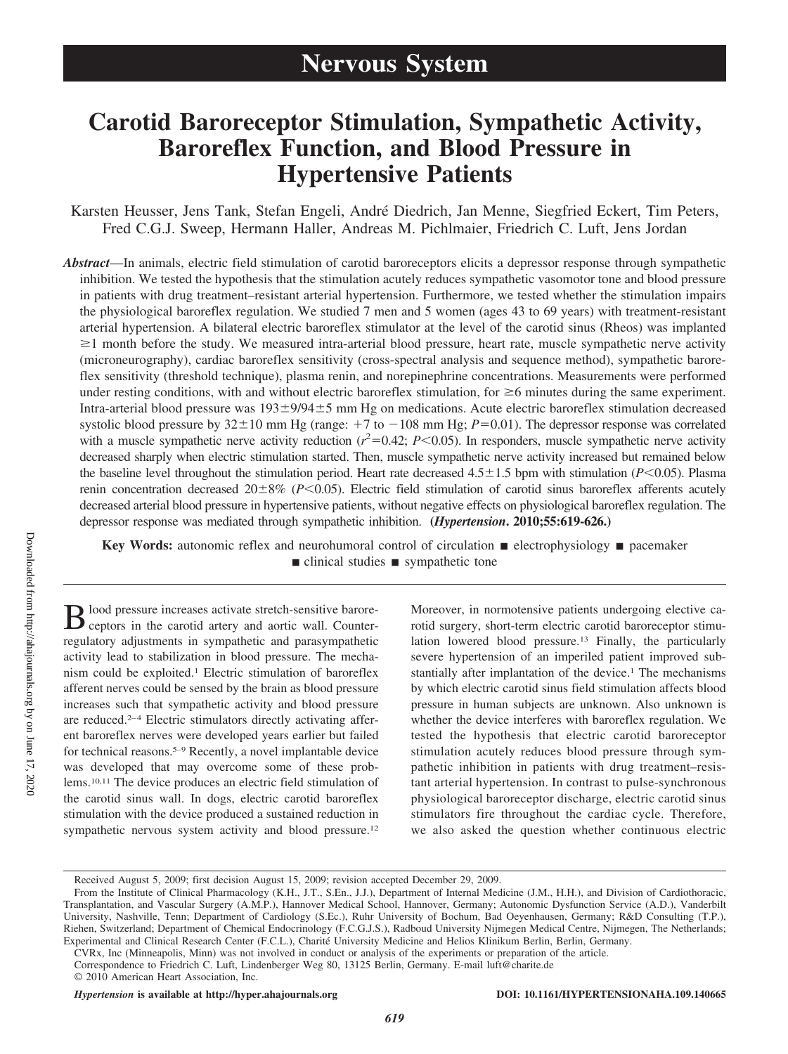# Nervous System

# Carotid Baroreceptor Stimulation, Sympathetic Activity, Baroreflex Function, and Blood Pressure in Hypertensive Patients

Karsten Heusser, Jens Tank, Stefan Engeli, André Diedrich, Jan Menne, Siegfried Eckert, Tim Peters, Fred C.G.J. Sweep, Hermann Haller, Andreas M. Pichlmaier, Friedrich C. Luft, Jens Jordan

***Abstract***—In animals, electric field stimulation of carotid baroreceptors elicits a depressor response through sympathetic inhibition. We tested the hypothesis that the stimulation acutely reduces sympathetic vasomotor tone and blood pressure in patients with drug treatment–resistant arterial hypertension. Furthermore, we tested whether the stimulation impairs the physiological baroreflex regulation. We studied 7 men and 5 women (ages 43 to 69 years) with treatment-resistant arterial hypertension. A bilateral electric baroreflex stimulator at the level of the carotid sinus (Rheos) was implanted ≥1 month before the study. We measured intra-arterial blood pressure, heart rate, muscle sympathetic nerve activity (microneurography), cardiac baroreflex sensitivity (cross-spectral analysis and sequence method), sympathetic baroreflex sensitivity (threshold technique), plasma renin, and norepinephrine concentrations. Measurements were performed under resting conditions, with and without electric baroreflex stimulation, for ≥6 minutes during the same experiment. Intra-arterial blood pressure was 193±9/94±5 mm Hg on medications. Acute electric baroreflex stimulation decreased systolic blood pressure by 32±10 mm Hg (range: +7 to −108 mm Hg; $P$=0.01). The depressor response was correlated with a muscle sympathetic nerve activity reduction ($r^2$=0.42; $P<0.05$). In responders, muscle sympathetic nerve activity decreased sharply when electric stimulation started. Then, muscle sympathetic nerve activity increased but remained below the baseline level throughout the stimulation period. Heart rate decreased 4.5±1.5 bpm with stimulation ($P<0.05$). Plasma renin concentration decreased 20±8% ($P<0.05$). Electric field stimulation of carotid sinus baroreflex afferents acutely decreased arterial blood pressure in hypertensive patients, without negative effects on physiological baroreflex regulation. The depressor response was mediated through sympathetic inhibition. **(*Hypertension*. 2010;55:619-626.)**

**Key Words:** autonomic reflex and neurohumoral control of circulation ■ electrophysiology ■ pacemaker ■ clinical studies ■ sympathetic tone

Blood pressure increases activate stretch-sensitive baroreceptors in the carotid artery and aortic wall. Counterregulatory adjustments in sympathetic and parasympathetic activity lead to stabilization in blood pressure. The mechanism could be exploited.[1] Electric stimulation of baroreflex afferent nerves could be sensed by the brain as blood pressure increases such that sympathetic activity and blood pressure are reduced.[2–4] Electric stimulators directly activating afferent baroreflex nerves were developed years earlier but failed for technical reasons.[5–9] Recently, a novel implantable device was developed that may overcome some of these problems.[10,11] The device produces an electric field stimulation of the carotid sinus wall. In dogs, electric carotid baroreflex stimulation with the device produced a sustained reduction in sympathetic nervous system activity and blood pressure.[12] Moreover, in normotensive patients undergoing elective carotid surgery, short-term electric carotid baroreceptor stimulation lowered blood pressure.[13] Finally, the particularly severe hypertension of an imperiled patient improved substantially after implantation of the device.[1] The mechanisms by which electric carotid sinus field stimulation affects blood pressure in human subjects are unknown. Also unknown is whether the device interferes with baroreflex regulation. We tested the hypothesis that electric carotid baroreceptor stimulation acutely reduces blood pressure through sympathetic inhibition in patients with drug treatment–resistant arterial hypertension. In contrast to pulse-synchronous physiological baroreceptor discharge, electric carotid sinus stimulators fire throughout the cardiac cycle. Therefore, we also asked the question whether continuous electric

Received August 5, 2009; first decision August 15, 2009; revision accepted December 29, 2009.

From the Institute of Clinical Pharmacology (K.H., J.T., S.En., J.J.), Department of Internal Medicine (J.M., H.H.), and Division of Cardiothoracic, Transplantation, and Vascular Surgery (A.M.P.), Hannover Medical School, Hannover, Germany; Autonomic Dysfunction Service (A.D.), Vanderbilt University, Nashville, Tenn; Department of Cardiology (S.Ec.), Ruhr University of Bochum, Bad Oeyenhausen, Germany; R&D Consulting (T.P.), Riehen, Switzerland; Department of Chemical Endocrinology (F.C.G.J.S.), Radboud University Nijmegen Medical Centre, Nijmegen, The Netherlands; Experimental and Clinical Research Center (F.C.L.), Charité University Medicine and Helios Klinikum Berlin, Berlin, Germany.

CVRx, Inc (Minneapolis, Minn) was not involved in conduct or analysis of the experiments or preparation of the article.

Correspondence to Friedrich C. Luft, Lindenberger Weg 80, 13125 Berlin, Germany. E-mail luft@charite.de

© 2010 American Heart Association, Inc.

*Hypertension* is available at http://hyper.ahajournals.org

DOI: 10.1161/HYPERTENSIONAHA.109.140665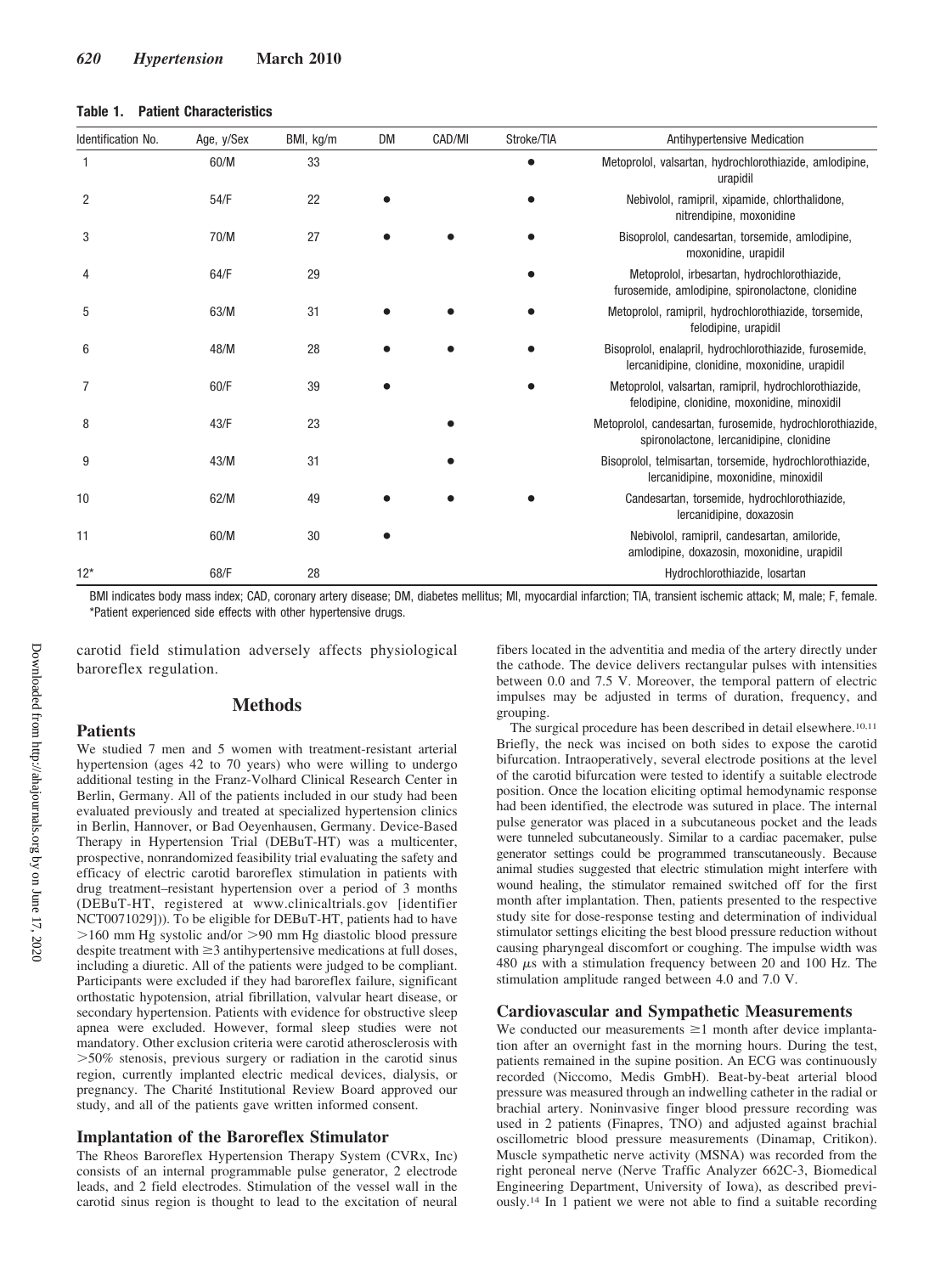**Table 1. Patient Characteristics**

| Identification No. | Age, y/Sex | BMI, kg/m | DM | CAD/MI | Stroke/TIA | Antihypertensive Medication |
|---|---|---|---|---|---|---|
| 1 | 60/M | 33 | | | ● | Metoprolol, valsartan, hydrochlorothiazide, amlodipine, urapidil |
| 2 | 54/F | 22 | ● | | ● | Nebivolol, ramipril, xipamide, chlorthalidone, nitrendipine, moxonidine |
| 3 | 70/M | 27 | ● | ● | ● | Bisoprolol, candesartan, torsemide, amlodipine, moxonidine, urapidil |
| 4 | 64/F | 29 | | | ● | Metoprolol, irbesartan, hydrochlorothiazide, furosemide, amlodipine, spironolactone, clonidine |
| 5 | 63/M | 31 | ● | ● | ● | Metoprolol, ramipril, hydrochlorothiazide, torsemide, felodipine, urapidil |
| 6 | 48/M | 28 | ● | ● | ● | Bisoprolol, enalapril, hydrochlorothiazide, furosemide, lercanidipine, clonidine, moxonidine, urapidil |
| 7 | 60/F | 39 | ● | | ● | Metoprolol, valsartan, ramipril, hydrochlorothiazide, felodipine, clonidine, moxonidine, minoxidil |
| 8 | 43/F | 23 | | ● | | Metoprolol, candesartan, furosemide, hydrochlorothiazide, spironolactone, lercanidipine, clonidine |
| 9 | 43/M | 31 | | ● | | Bisoprolol, telmisartan, torsemide, hydrochlorothiazide, lercanidipine, moxonidine, minoxidil |
| 10 | 62/M | 49 | ● | ● | ● | Candesartan, torsemide, hydrochlorothiazide, lercanidipine, doxazosin |
| 11 | 60/M | 30 | ● | | | Nebivolol, ramipril, candesartan, amiloride, amlodipine, doxazosin, moxonidine, urapidil |
| 12* | 68/F | 28 | | | | Hydrochlorothiazide, losartan |

BMI indicates body mass index; CAD, coronary artery disease; DM, diabetes mellitus; MI, myocardial infarction; TIA, transient ischemic attack; M, male; F, female.
*Patient experienced side effects with other hypertensive drugs.

carotid field stimulation adversely affects physiological baroreflex regulation.

## Methods

### Patients

We studied 7 men and 5 women with treatment-resistant arterial hypertension (ages 42 to 70 years) who were willing to undergo additional testing in the Franz-Volhard Clinical Research Center in Berlin, Germany. All of the patients included in our study had been evaluated previously and treated at specialized hypertension clinics in Berlin, Hannover, or Bad Oeyenhausen, Germany. Device-Based Therapy in Hypertension Trial (DEBuT-HT) was a multicenter, prospective, nonrandomized feasibility trial evaluating the safety and efficacy of electric carotid baroreflex stimulation in patients with drug treatment–resistant hypertension over a period of 3 months (DEBuT-HT, registered at www.clinicaltrials.gov [identifier NCT0071029]). To be eligible for DEBuT-HT, patients had to have >160 mm Hg systolic and/or >90 mm Hg diastolic blood pressure despite treatment with ≥3 antihypertensive medications at full doses, including a diuretic. All of the patients were judged to be compliant. Participants were excluded if they had baroreflex failure, significant orthostatic hypotension, atrial fibrillation, valvular heart disease, or secondary hypertension. Patients with evidence for obstructive sleep apnea were excluded. However, formal sleep studies were not mandatory. Other exclusion criteria were carotid atherosclerosis with >50% stenosis, previous surgery or radiation in the carotid sinus region, currently implanted electric medical devices, dialysis, or pregnancy. The Charité Institutional Review Board approved our study, and all of the patients gave written informed consent.

### Implantation of the Baroreflex Stimulator

The Rheos Baroreflex Hypertension Therapy System (CVRx, Inc) consists of an internal programmable pulse generator, 2 electrode leads, and 2 field electrodes. Stimulation of the vessel wall in the carotid sinus region is thought to lead to the excitation of neural fibers located in the adventitia and media of the artery directly under the cathode. The device delivers rectangular pulses with intensities between 0.0 and 7.5 V. Moreover, the temporal pattern of electric impulses may be adjusted in terms of duration, frequency, and grouping.

The surgical procedure has been described in detail elsewhere.[10,11] Briefly, the neck was incised on both sides to expose the carotid bifurcation. Intraoperatively, several electrode positions at the level of the carotid bifurcation were tested to identify a suitable electrode position. Once the location eliciting optimal hemodynamic response had been identified, the electrode was sutured in place. The internal pulse generator was placed in a subcutaneous pocket and the leads were tunneled subcutaneously. Similar to a cardiac pacemaker, pulse generator settings could be programmed transcutaneously. Because animal studies suggested that electric stimulation might interfere with wound healing, the stimulator remained switched off for the first month after implantation. Then, patients presented to the respective study site for dose-response testing and determination of individual stimulator settings eliciting the best blood pressure reduction without causing pharyngeal discomfort or coughing. The impulse width was 480 $\mu$s with a stimulation frequency between 20 and 100 Hz. The stimulation amplitude ranged between 4.0 and 7.0 V.

### Cardiovascular and Sympathetic Measurements

We conducted our measurements ≥1 month after device implantation after an overnight fast in the morning hours. During the test, patients remained in the supine position. An ECG was continuously recorded (Niccomo, Medis GmbH). Beat-by-beat arterial blood pressure was measured through an indwelling catheter in the radial or brachial artery. Noninvasive finger blood pressure recording was used in 2 patients (Finapres, TNO) and adjusted against brachial oscillometric blood pressure measurements (Dinamap, Critikon). Muscle sympathetic nerve activity (MSNA) was recorded from the right peroneal nerve (Nerve Traffic Analyzer 662C-3, Biomedical Engineering Department, University of Iowa), as described previously.[14] In 1 patient we were not able to find a suitable recording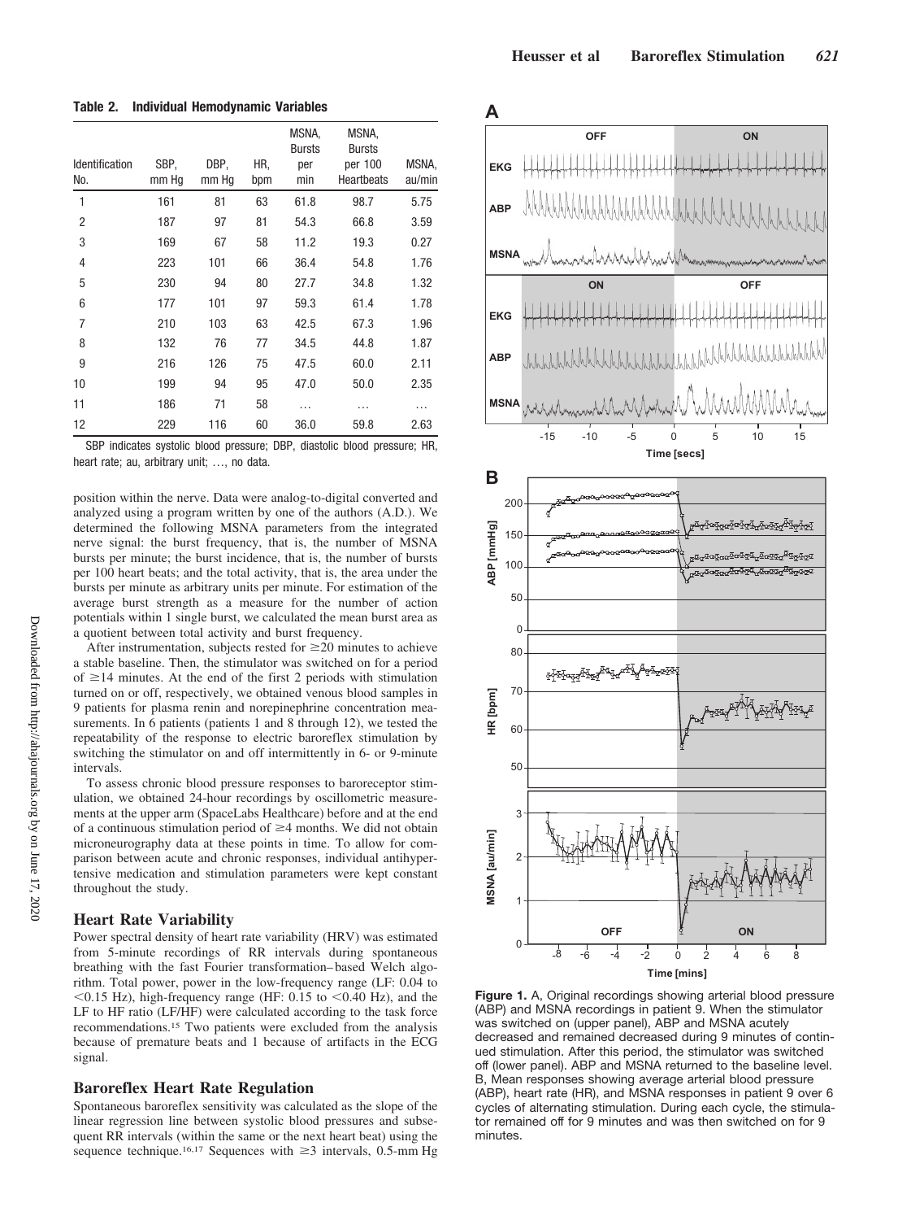**Table 2. Individual Hemodynamic Variables**

| Identification No. | SBP, mm Hg | DBP, mm Hg | HR, bpm | MSNA, Bursts per min | MSNA, Bursts per 100 Heartbeats | MSNA, au/min |
|---|---|---|---|---|---|---|
| 1 | 161 | 81 | 63 | 61.8 | 98.7 | 5.75 |
| 2 | 187 | 97 | 81 | 54.3 | 66.8 | 3.59 |
| 3 | 169 | 67 | 58 | 11.2 | 19.3 | 0.27 |
| 4 | 223 | 101 | 66 | 36.4 | 54.8 | 1.76 |
| 5 | 230 | 94 | 80 | 27.7 | 34.8 | 1.32 |
| 6 | 177 | 101 | 97 | 59.3 | 61.4 | 1.78 |
| 7 | 210 | 103 | 63 | 42.5 | 67.3 | 1.96 |
| 8 | 132 | 76 | 77 | 34.5 | 44.8 | 1.87 |
| 9 | 216 | 126 | 75 | 47.5 | 60.0 | 2.11 |
| 10 | 199 | 94 | 95 | 47.0 | 50.0 | 2.35 |
| 11 | 186 | 71 | 58 | … | … | … |
| 12 | 229 | 116 | 60 | 36.0 | 59.8 | 2.63 |

SBP indicates systolic blood pressure; DBP, diastolic blood pressure; HR, heart rate; au, arbitrary unit; …, no data.

position within the nerve. Data were analog-to-digital converted and analyzed using a program written by one of the authors (A.D.). We determined the following MSNA parameters from the integrated nerve signal: the burst frequency, that is, the number of MSNA bursts per minute; the burst incidence, that is, the number of bursts per 100 heart beats; and the total activity, that is, the area under the bursts per minute as arbitrary units per minute. For estimation of the average burst strength as a measure for the number of action potentials within 1 single burst, we calculated the mean burst area as a quotient between total activity and burst frequency.

After instrumentation, subjects rested for ≥20 minutes to achieve a stable baseline. Then, the stimulator was switched on for a period of ≥14 minutes. At the end of the first 2 periods with stimulation turned on or off, respectively, we obtained venous blood samples in 9 patients for plasma renin and norepinephrine concentration measurements. In 6 patients (patients 1 and 8 through 12), we tested the repeatability of the response to electric baroreflex stimulation by switching the stimulator on and off intermittently in 6- or 9-minute intervals.

To assess chronic blood pressure responses to baroreceptor stimulation, we obtained 24-hour recordings by oscillometric measurements at the upper arm (SpaceLabs Healthcare) before and at the end of a continuous stimulation period of ≥4 months. We did not obtain microneurography data at these points in time. To allow for comparison between acute and chronic responses, individual antihypertensive medication and stimulation parameters were kept constant throughout the study.

## Heart Rate Variability

Power spectral density of heart rate variability (HRV) was estimated from 5-minute recordings of RR intervals during spontaneous breathing with the fast Fourier transformation–based Welch algorithm. Total power, power in the low-frequency range (LF: 0.04 to <0.15 Hz), high-frequency range (HF: 0.15 to <0.40 Hz), and the LF to HF ratio (LF/HF) were calculated according to the task force recommendations.[15] Two patients were excluded from the analysis because of premature beats and 1 because of artifacts in the ECG signal.

## Baroreflex Heart Rate Regulation

Spontaneous baroreflex sensitivity was calculated as the slope of the linear regression line between systolic blood pressures and subsequent RR intervals (within the same or the next heart beat) using the sequence technique.[16,17] Sequences with ≥3 intervals, 0.5-mm Hg

**Figure 1.** A, Original recordings showing arterial blood pressure (ABP) and MSNA recordings in patient 9. When the stimulator was switched on (upper panel), ABP and MSNA acutely decreased and remained decreased during 9 minutes of continued stimulation. After this period, the stimulator was switched off (lower panel). ABP and MSNA returned to the baseline level. B, Mean responses showing average arterial blood pressure (ABP), heart rate (HR), and MSNA responses in patient 9 over 6 cycles of alternating stimulation. During each cycle, the stimulator remained off for 9 minutes and was then switched on for 9 minutes.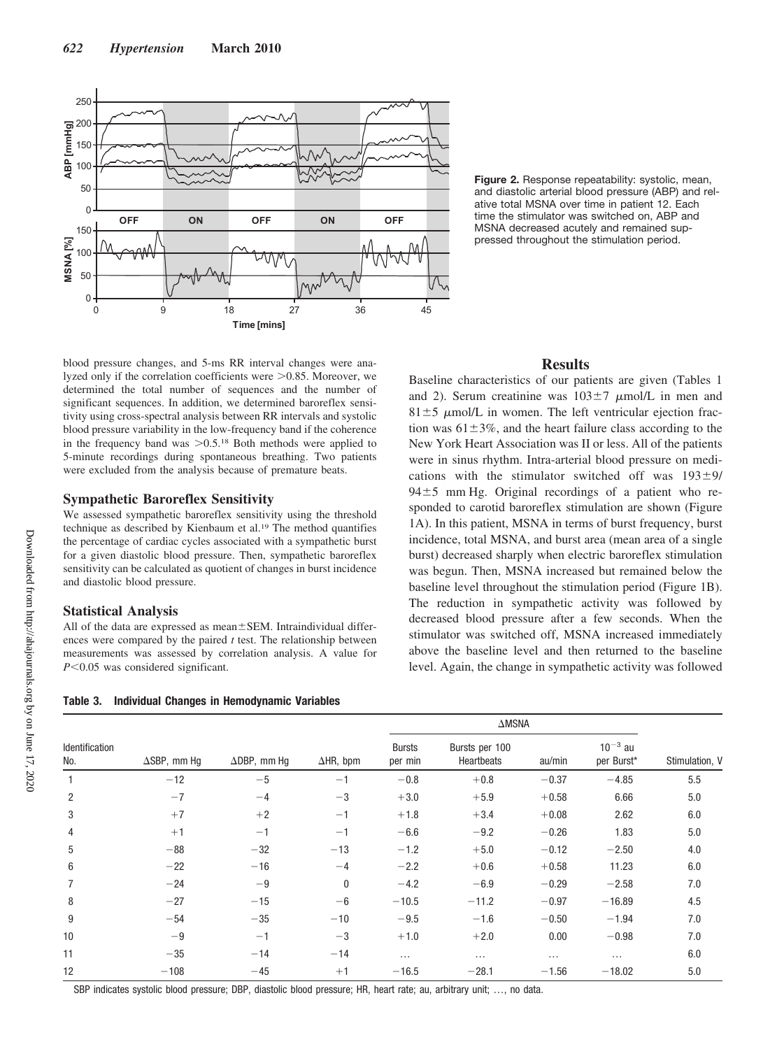**Figure 2.** Response repeatability: systolic, mean, and diastolic arterial blood pressure (ABP) and relative total MSNA over time in patient 12. Each time the stimulator was switched on, ABP and MSNA decreased acutely and remained suppressed throughout the stimulation period.

blood pressure changes, and 5-ms RR interval changes were analyzed only if the correlation coefficients were >0.85. Moreover, we determined the total number of sequences and the number of significant sequences. In addition, we determined baroreflex sensitivity using cross-spectral analysis between RR intervals and systolic blood pressure variability in the low-frequency band if the coherence in the frequency band was >0.5.[18] Both methods were applied to 5-minute recordings during spontaneous breathing. Two patients were excluded from the analysis because of premature beats.

### Sympathetic Baroreflex Sensitivity

We assessed sympathetic baroreflex sensitivity using the threshold technique as described by Kienbaum et al.[19] The method quantifies the percentage of cardiac cycles associated with a sympathetic burst for a given diastolic blood pressure. Then, sympathetic baroreflex sensitivity can be calculated as quotient of changes in burst incidence and diastolic blood pressure.

### Statistical Analysis

All of the data are expressed as mean±SEM. Intraindividual differences were compared by the paired $t$ test. The relationship between measurements was assessed by correlation analysis. A value for $P<0.05$ was considered significant.

## Results

Baseline characteristics of our patients are given (Tables 1 and 2). Serum creatinine was 103±7 μmol/L in men and 81±5 μmol/L in women. The left ventricular ejection fraction was 61±3%, and the heart failure class according to the New York Heart Association was II or less. All of the patients were in sinus rhythm. Intra-arterial blood pressure on medications with the stimulator switched off was 193±9/94±5 mm Hg. Original recordings of a patient who responded to carotid baroreflex stimulation are shown (Figure 1A). In this patient, MSNA in terms of burst frequency, burst incidence, total MSNA, and burst area (mean area of a single burst) decreased sharply when electric baroreflex stimulation was begun. Then, MSNA increased but remained below the baseline level throughout the stimulation period (Figure 1B). The reduction in sympathetic activity was followed by decreased blood pressure after a few seconds. When the stimulator was switched off, MSNA increased immediately above the baseline level and then returned to the baseline level. Again, the change in sympathetic activity was followed

**Table 3. Individual Changes in Hemodynamic Variables**

| Identification No. | ΔSBP, mm Hg | ΔDBP, mm Hg | ΔHR, bpm | ΔMSNA | | | | Stimulation, V |
|---|---|---|---|---|---|---|---|---|
| | | | | Bursts per min | Bursts per 100 Heartbeats | au/min | $10^{-3}$ au per Burst* | |
| 1 | −12 | −5 | −1 | −0.8 | +0.8 | −0.37 | −4.85 | 5.5 |
| 2 | −7 | −4 | −3 | +3.0 | +5.9 | +0.58 | 6.66 | 5.0 |
| 3 | +7 | +2 | −1 | +1.8 | +3.4 | +0.08 | 2.62 | 6.0 |
| 4 | +1 | −1 | −1 | −6.6 | −9.2 | −0.26 | 1.83 | 5.0 |
| 5 | −88 | −32 | −13 | −1.2 | +5.0 | −0.12 | −2.50 | 4.0 |
| 6 | −22 | −16 | −4 | −2.2 | +0.6 | +0.58 | 11.23 | 6.0 |
| 7 | −24 | −9 | 0 | −4.2 | −6.9 | −0.29 | −2.58 | 7.0 |
| 8 | −27 | −15 | −6 | −10.5 | −11.2 | −0.97 | −16.89 | 4.5 |
| 9 | −54 | −35 | −10 | −9.5 | −1.6 | −0.50 | −1.94 | 7.0 |
| 10 | −9 | −1 | −3 | +1.0 | +2.0 | 0.00 | −0.98 | 7.0 |
| 11 | −35 | −14 | −14 | … | … | … | … | 6.0 |
| 12 | −108 | −45 | +1 | −16.5 | −28.1 | −1.56 | −18.02 | 5.0 |

SBP indicates systolic blood pressure; DBP, diastolic blood pressure; HR, heart rate; au, arbitrary unit; …, no data.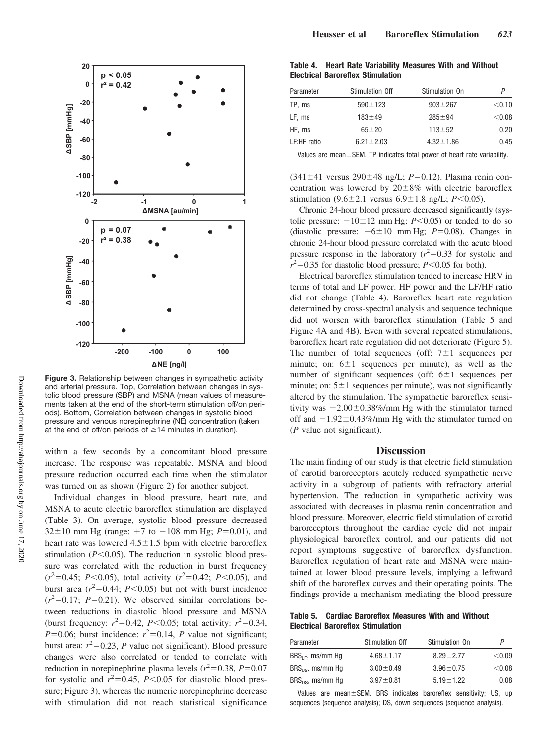**Figure 3.** Relationship between changes in sympathetic activity and arterial pressure. Top, Correlation between changes in systolic blood pressure (SBP) and MSNA (mean values of measurements taken at the end of the short-term stimulation off/on periods). Bottom, Correlation between changes in systolic blood pressure and venous norepinephrine (NE) concentration (taken at the end of off/on periods of ≥14 minutes in duration).

within a few seconds by a concomitant blood pressure increase. The response was repeatable. MSNA and blood pressure reduction occurred each time when the stimulator was turned on as shown (Figure 2) for another subject.

Individual changes in blood pressure, heart rate, and MSNA to acute electric baroreflex stimulation are displayed (Table 3). On average, systolic blood pressure decreased 32±10 mm Hg (range: +7 to −108 mm Hg; $P=0.01$), and heart rate was lowered 4.5±1.5 bpm with electric baroreflex stimulation ($P<0.05$). The reduction in systolic blood pressure was correlated with the reduction in burst frequency ($r^2=0.45$; $P<0.05$), total activity ($r^2=0.42$; $P<0.05$), and burst area ($r^2=0.44$; $P<0.05$) but not with burst incidence ($r^2=0.17$; $P=0.21$). We observed similar correlations between reductions in diastolic blood pressure and MSNA (burst frequency: $r^2=0.42$, $P<0.05$; total activity: $r^2=0.34$, $P=0.06$; burst incidence: $r^2=0.14$, $P$ value not significant; burst area: $r^2=0.23$, $P$ value not significant). Blood pressure changes were also correlated or tended to correlate with reduction in norepinephrine plasma levels ($r^2=0.38$, $P=0.07$ for systolic and $r^2=0.45$, $P<0.05$ for diastolic blood pressure; Figure 3), whereas the numeric norepinephrine decrease with stimulation did not reach statistical significance (341±41 versus 290±48 ng/L; $P=0.12$). Plasma renin concentration was lowered by 20±8% with electric baroreflex stimulation (9.6±2.1 versus 6.9±1.8 ng/L; $P<0.05$).

Chronic 24-hour blood pressure decreased significantly (systolic pressure: −10±12 mm Hg; $P<0.05$) or tended to do so (diastolic pressure: −6±10 mm Hg; $P=0.08$). Changes in chronic 24-hour blood pressure correlated with the acute blood pressure response in the laboratory ($r^2=0.33$ for systolic and $r^2=0.35$ for diastolic blood pressure; $P<0.05$ for both).

Electrical baroreflex stimulation tended to increase HRV in terms of total and LF power. HF power and the LF/HF ratio did not change (Table 4). Baroreflex heart rate regulation determined by cross-spectral analysis and sequence technique did not worsen with baroreflex stimulation (Table 5 and Figure 4A and 4B). Even with several repeated stimulations, baroreflex heart rate regulation did not deteriorate (Figure 5). The number of total sequences (off: 7±1 sequences per minute; on: 6±1 sequences per minute), as well as the number of significant sequences (off: 6±1 sequences per minute; on: 5±1 sequences per minute), was not significantly altered by the stimulation. The sympathetic baroreflex sensitivity was −2.00±0.38%/mm Hg with the stimulator turned off and −1.92±0.43%/mm Hg with the stimulator turned on ($P$ value not significant).

**Table 4. Heart Rate Variability Measures With and Without Electrical Baroreflex Stimulation**

| Parameter | Stimulation Off | Stimulation On | $P$ |
|---|---|---|---|
| TP, ms | 590±123 | 903±267 | <0.10 |
| LF, ms | 183±49 | 285±94 | <0.08 |
| HF, ms | 65±20 | 113±52 | 0.20 |
| LF:HF ratio | 6.21±2.03 | 4.32±1.86 | 0.45 |

Values are mean±SEM. TP indicates total power of heart rate variability.

## Discussion

The main finding of our study is that electric field stimulation of carotid baroreceptors acutely reduced sympathetic nerve activity in a subgroup of patients with refractory arterial hypertension. The reduction in sympathetic activity was associated with decreases in plasma renin concentration and blood pressure. Moreover, electric field stimulation of carotid baroreceptors throughout the cardiac cycle did not impair physiological baroreflex control, and our patients did not report symptoms suggestive of baroreflex dysfunction. Baroreflex regulation of heart rate and MSNA were maintained at lower blood pressure levels, implying a leftward shift of the baroreflex curves and their operating points. The findings provide a mechanism mediating the blood pressure

**Table 5. Cardiac Baroreflex Measures With and Without Electrical Baroreflex Stimulation**

| Parameter | Stimulation Off | Stimulation On | $P$ |
|---|---|---|---|
| $BRS_{LF}$, ms/mm Hg | 4.68±1.17 | 8.29±2.77 | <0.09 |
| $BRS_{US}$, ms/mm Hg | 3.00±0.49 | 3.96±0.75 | <0.08 |
| $BRS_{DS}$, ms/mm Hg | 3.97±0.81 | 5.19±1.22 | 0.08 |

Values are mean±SEM. BRS indicates baroreflex sensitivity; US, up sequences (sequence analysis); DS, down sequences (sequence analysis).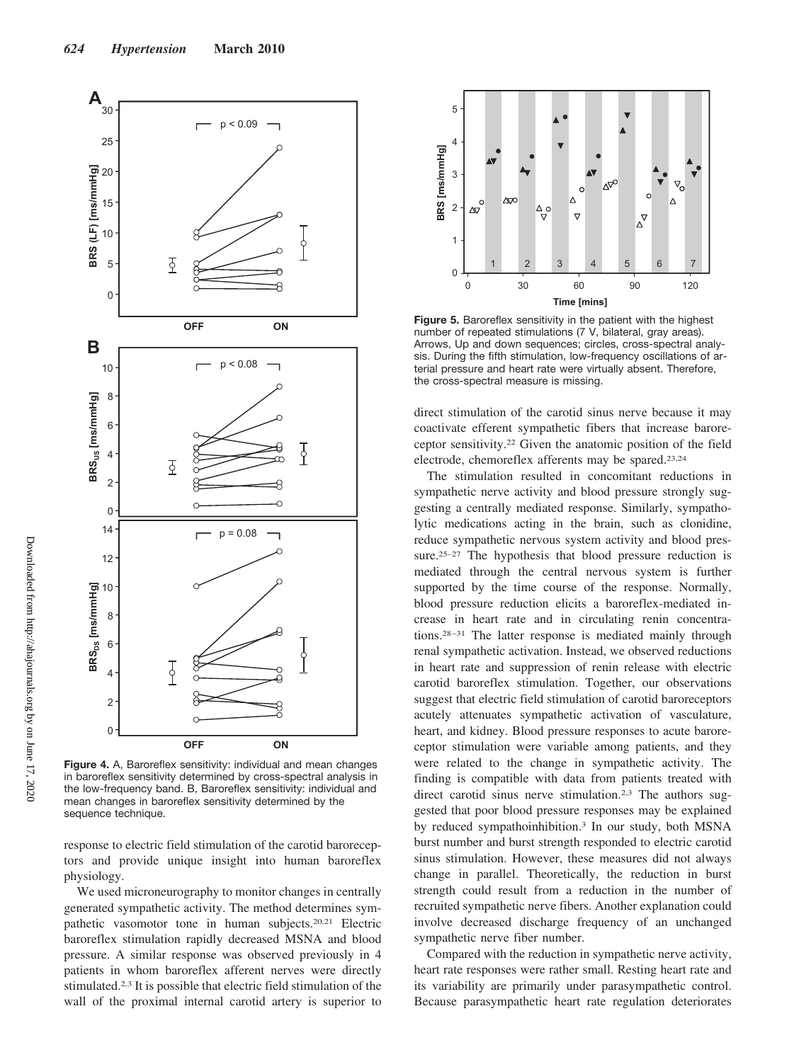**Figure 4.** A, Baroreflex sensitivity: individual and mean changes in baroreflex sensitivity determined by cross-spectral analysis in the low-frequency band. B, Baroreflex sensitivity: individual and mean changes in baroreflex sensitivity determined by the sequence technique.

**Figure 5.** Baroreflex sensitivity in the patient with the highest number of repeated stimulations (7 V, bilateral, gray areas). Arrows, Up and down sequences; circles, cross-spectral analysis. During the fifth stimulation, low-frequency oscillations of arterial pressure and heart rate were virtually absent. Therefore, the cross-spectral measure is missing.

response to electric field stimulation of the carotid baroreceptors and provide unique insight into human baroreflex physiology.

We used microneurography to monitor changes in centrally generated sympathetic activity. The method determines sympathetic vasomotor tone in human subjects.[20,21] Electric baroreflex stimulation rapidly decreased MSNA and blood pressure. A similar response was observed previously in 4 patients in whom baroreflex afferent nerves were directly stimulated.[2,3] It is possible that electric field stimulation of the wall of the proximal internal carotid artery is superior to direct stimulation of the carotid sinus nerve because it may coactivate efferent sympathetic fibers that increase baroreceptor sensitivity.[22] Given the anatomic position of the field electrode, chemoreflex afferents may be spared.[23,24]

The stimulation resulted in concomitant reductions in sympathetic nerve activity and blood pressure strongly suggesting a centrally mediated response. Similarly, sympatholytic medications acting in the brain, such as clonidine, reduce sympathetic nervous system activity and blood pressure.[25–27] The hypothesis that blood pressure reduction is mediated through the central nervous system is further supported by the time course of the response. Normally, blood pressure reduction elicits a baroreflex-mediated increase in heart rate and in circulating renin concentrations.[28–31] The latter response is mediated mainly through renal sympathetic activation. Instead, we observed reductions in heart rate and suppression of renin release with electric carotid baroreflex stimulation. Together, our observations suggest that electric field stimulation of carotid baroreceptors acutely attenuates sympathetic activation of vasculature, heart, and kidney. Blood pressure responses to acute baroreceptor stimulation were variable among patients, and they were related to the change in sympathetic activity. The finding is compatible with data from patients treated with direct carotid sinus nerve stimulation.[2,3] The authors suggested that poor blood pressure responses may be explained by reduced sympathoinhibition.[3] In our study, both MSNA burst number and burst strength responded to electric carotid sinus stimulation. However, these measures did not always change in parallel. Theoretically, the reduction in burst strength could result from a reduction in the number of recruited sympathetic nerve fibers. Another explanation could involve decreased discharge frequency of an unchanged sympathetic nerve fiber number.

Compared with the reduction in sympathetic nerve activity, heart rate responses were rather small. Resting heart rate and its variability are primarily under parasympathetic control. Because parasympathetic heart rate regulation deteriorates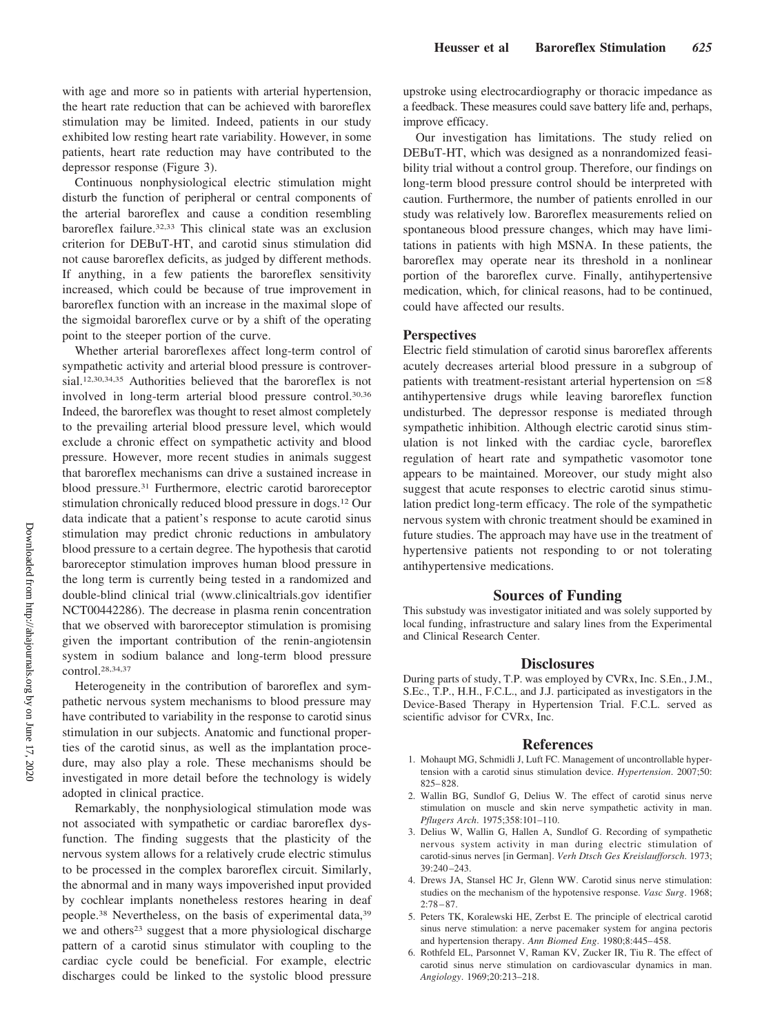with age and more so in patients with arterial hypertension, the heart rate reduction that can be achieved with baroreflex stimulation may be limited. Indeed, patients in our study exhibited low resting heart rate variability. However, in some patients, heart rate reduction may have contributed to the depressor response (Figure 3).

Continuous nonphysiological electric stimulation might disturb the function of peripheral or central components of the arterial baroreflex and cause a condition resembling baroreflex failure.[32,33] This clinical state was an exclusion criterion for DEBuT-HT, and carotid sinus stimulation did not cause baroreflex deficits, as judged by different methods. If anything, in a few patients the baroreflex sensitivity increased, which could be because of true improvement in baroreflex function with an increase in the maximal slope of the sigmoidal baroreflex curve or by a shift of the operating point to the steeper portion of the curve.

Whether arterial baroreflexes affect long-term control of sympathetic activity and arterial blood pressure is controversial.[12,30,34,35] Authorities believed that the baroreflex is not involved in long-term arterial blood pressure control.[30,36] Indeed, the baroreflex was thought to reset almost completely to the prevailing arterial blood pressure level, which would exclude a chronic effect on sympathetic activity and blood pressure. However, more recent studies in animals suggest that baroreflex mechanisms can drive a sustained increase in blood pressure.[31] Furthermore, electric carotid baroreceptor stimulation chronically reduced blood pressure in dogs.[12] Our data indicate that a patient's response to acute carotid sinus stimulation may predict chronic reductions in ambulatory blood pressure to a certain degree. The hypothesis that carotid baroreceptor stimulation improves human blood pressure in the long term is currently being tested in a randomized and double-blind clinical trial (www.clinicaltrials.gov identifier NCT00442286). The decrease in plasma renin concentration that we observed with baroreceptor stimulation is promising given the important contribution of the renin-angiotensin system in sodium balance and long-term blood pressure control.[28,34,37]

Heterogeneity in the contribution of baroreflex and sympathetic nervous system mechanisms to blood pressure may have contributed to variability in the response to carotid sinus stimulation in our subjects. Anatomic and functional properties of the carotid sinus, as well as the implantation procedure, may also play a role. These mechanisms should be investigated in more detail before the technology is widely adopted in clinical practice.

Remarkably, the nonphysiological stimulation mode was not associated with sympathetic or cardiac baroreflex dysfunction. The finding suggests that the plasticity of the nervous system allows for a relatively crude electric stimulus to be processed in the complex baroreflex circuit. Similarly, the abnormal and in many ways impoverished input provided by cochlear implants nonetheless restores hearing in deaf people.[38] Nevertheless, on the basis of experimental data,[39] we and others[23] suggest that a more physiological discharge pattern of a carotid sinus stimulator with coupling to the cardiac cycle could be beneficial. For example, electric discharges could be linked to the systolic blood pressure upstroke using electrocardiography or thoracic impedance as a feedback. These measures could save battery life and, perhaps, improve efficacy.

Our investigation has limitations. The study relied on DEBuT-HT, which was designed as a nonrandomized feasibility trial without a control group. Therefore, our findings on long-term blood pressure control should be interpreted with caution. Furthermore, the number of patients enrolled in our study was relatively low. Baroreflex measurements relied on spontaneous blood pressure changes, which may have limitations in patients with high MSNA. In these patients, the baroreflex may operate near its threshold in a nonlinear portion of the baroreflex curve. Finally, antihypertensive medication, which, for clinical reasons, had to be continued, could have affected our results.

## Perspectives

Electric field stimulation of carotid sinus baroreflex afferents acutely decreases arterial blood pressure in a subgroup of patients with treatment-resistant arterial hypertension on $\leq$8 antihypertensive drugs while leaving baroreflex function undisturbed. The depressor response is mediated through sympathetic inhibition. Although electric carotid sinus stimulation is not linked with the cardiac cycle, baroreflex regulation of heart rate and sympathetic vasomotor tone appears to be maintained. Moreover, our study might also suggest that acute responses to electric carotid sinus stimulation predict long-term efficacy. The role of the sympathetic nervous system with chronic treatment should be examined in future studies. The approach may have use in the treatment of hypertensive patients not responding to or not tolerating antihypertensive medications.

## Sources of Funding

This substudy was investigator initiated and was solely supported by local funding, infrastructure and salary lines from the Experimental and Clinical Research Center.

## Disclosures

During parts of study, T.P. was employed by CVRx, Inc. S.En., J.M., S.Ec., T.P., H.H., F.C.L., and J.J. participated as investigators in the Device-Based Therapy in Hypertension Trial. F.C.L. served as scientific advisor for CVRx, Inc.

## References

1. Mohaupt MG, Schmidli J, Luft FC. Management of uncontrollable hypertension with a carotid sinus stimulation device. *Hypertension*. 2007;50: 825–828.
2. Wallin BG, Sundlof G, Delius W. The effect of carotid sinus nerve stimulation on muscle and skin nerve sympathetic activity in man. *Pflugers Arch*. 1975;358:101–110.
3. Delius W, Wallin G, Hallen A, Sundlof G. Recording of sympathetic nervous system activity in man during electric stimulation of carotid-sinus nerves [in German]. *Verh Dtsch Ges Kreislaufforsch*. 1973; 39:240–243.
4. Drews JA, Stansel HC Jr, Glenn WW. Carotid sinus nerve stimulation: studies on the mechanism of the hypotensive response. *Vasc Surg*. 1968; 2:78–87.
5. Peters TK, Koralewski HE, Zerbst E. The principle of electrical carotid sinus nerve stimulation: a nerve pacemaker system for angina pectoris and hypertension therapy. *Ann Biomed Eng*. 1980;8:445–458.
6. Rothfeld EL, Parsonnet V, Raman KV, Zucker IR, Tiu R. The effect of carotid sinus nerve stimulation on cardiovascular dynamics in man. *Angiology*. 1969;20:213–218.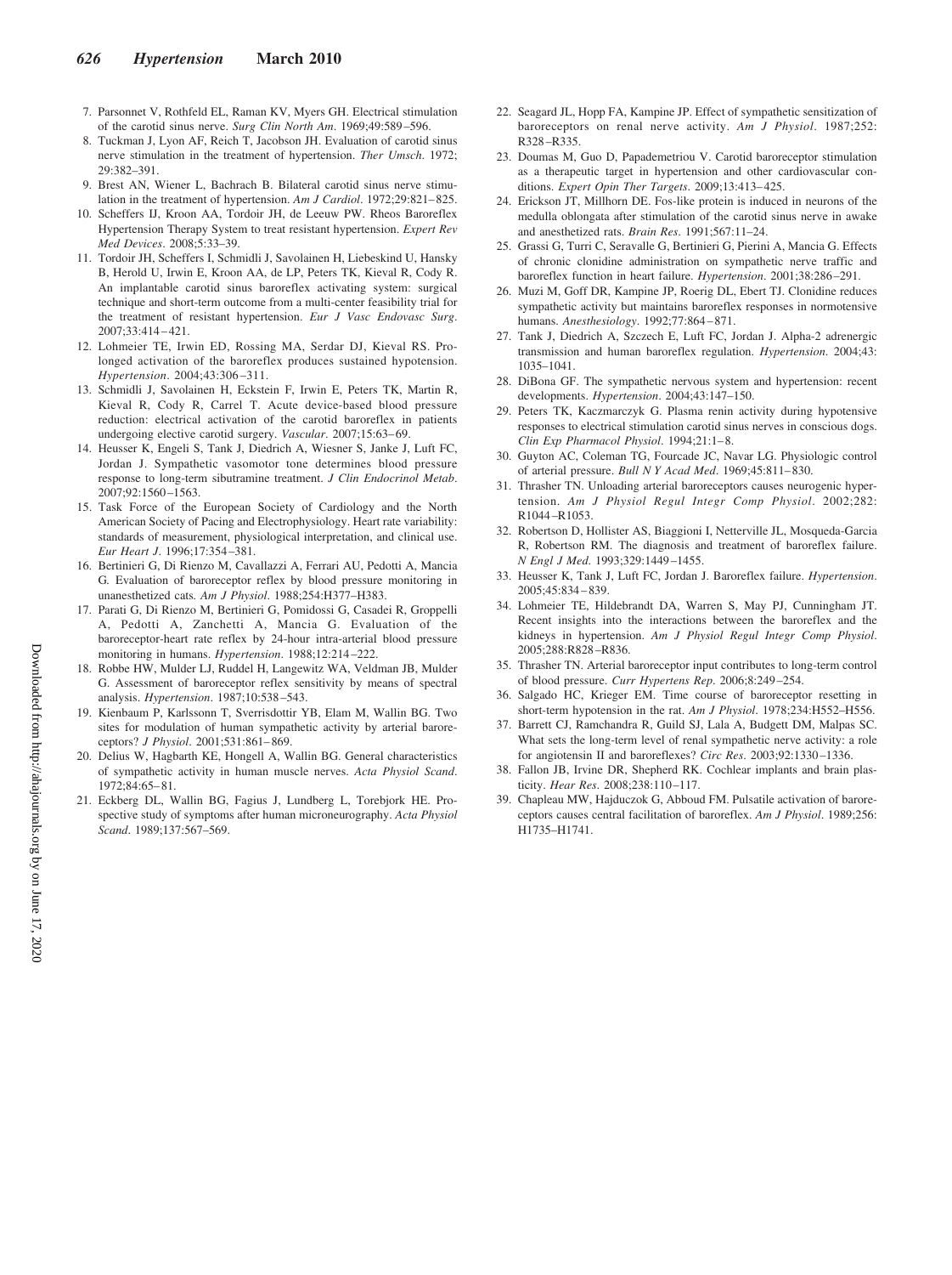7. Parsonnet V, Rothfeld EL, Raman KV, Myers GH. Electrical stimulation of the carotid sinus nerve. *Surg Clin North Am*. 1969;49:589–596.
8. Tuckman J, Lyon AF, Reich T, Jacobson JH. Evaluation of carotid sinus nerve stimulation in the treatment of hypertension. *Ther Umsch*. 1972; 29:382–391.
9. Brest AN, Wiener L, Bachrach B. Bilateral carotid sinus nerve stimulation in the treatment of hypertension. *Am J Cardiol*. 1972;29:821–825.
10. Scheffers IJ, Kroon AA, Tordoir JH, de Leeuw PW. Rheos Baroreflex Hypertension Therapy System to treat resistant hypertension. *Expert Rev Med Devices*. 2008;5:33–39.
11. Tordoir JH, Scheffers I, Schmidli J, Savolainen H, Liebeskind U, Hansky B, Herold U, Irwin E, Kroon AA, de LP, Peters TK, Kieval R, Cody R. An implantable carotid sinus baroreflex activating system: surgical technique and short-term outcome from a multi-center feasibility trial for the treatment of resistant hypertension. *Eur J Vasc Endovasc Surg*. 2007;33:414–421.
12. Lohmeier TE, Irwin ED, Rossing MA, Serdar DJ, Kieval RS. Prolonged activation of the baroreflex produces sustained hypotension. *Hypertension*. 2004;43:306–311.
13. Schmidli J, Savolainen H, Eckstein F, Irwin E, Peters TK, Martin R, Kieval R, Cody R, Carrel T. Acute device-based blood pressure reduction: electrical activation of the carotid baroreflex in patients undergoing elective carotid surgery. *Vascular*. 2007;15:63–69.
14. Heusser K, Engeli S, Tank J, Diedrich A, Wiesner S, Janke J, Luft FC, Jordan J. Sympathetic vasomotor tone determines blood pressure response to long-term sibutramine treatment. *J Clin Endocrinol Metab*. 2007;92:1560–1563.
15. Task Force of the European Society of Cardiology and the North American Society of Pacing and Electrophysiology. Heart rate variability: standards of measurement, physiological interpretation, and clinical use. *Eur Heart J*. 1996;17:354–381.
16. Bertinieri G, Di Rienzo M, Cavallazzi A, Ferrari AU, Pedotti A, Mancia G. Evaluation of baroreceptor reflex by blood pressure monitoring in unanesthetized cats. *Am J Physiol*. 1988;254:H377–H383.
17. Parati G, Di Rienzo M, Bertinieri G, Pomidossi G, Casadei R, Groppelli A, Pedotti A, Zanchetti A, Mancia G. Evaluation of the baroreceptor-heart rate reflex by 24-hour intra-arterial blood pressure monitoring in humans. *Hypertension*. 1988;12:214–222.
18. Robbe HW, Mulder LJ, Ruddel H, Langewitz WA, Veldman JB, Mulder G. Assessment of baroreceptor reflex sensitivity by means of spectral analysis. *Hypertension*. 1987;10:538–543.
19. Kienbaum P, Karlssonn T, Sverrisdottir YB, Elam M, Wallin BG. Two sites for modulation of human sympathetic activity by arterial baroreceptors? *J Physiol*. 2001;531:861–869.
20. Delius W, Hagbarth KE, Hongell A, Wallin BG. General characteristics of sympathetic activity in human muscle nerves. *Acta Physiol Scand*. 1972;84:65–81.
21. Eckberg DL, Wallin BG, Fagius J, Lundberg L, Torebjork HE. Prospective study of symptoms after human microneurography. *Acta Physiol Scand*. 1989;137:567–569.
22. Seagard JL, Hopp FA, Kampine JP. Effect of sympathetic sensitization of baroreceptors on renal nerve activity. *Am J Physiol*. 1987;252: R328–R335.
23. Doumas M, Guo D, Papademetriou V. Carotid baroreceptor stimulation as a therapeutic target in hypertension and other cardiovascular conditions. *Expert Opin Ther Targets*. 2009;13:413–425.
24. Erickson JT, Millhorn DE. Fos-like protein is induced in neurons of the medulla oblongata after stimulation of the carotid sinus nerve in awake and anesthetized rats. *Brain Res*. 1991;567:11–24.
25. Grassi G, Turri C, Seravalle G, Bertinieri G, Pierini A, Mancia G. Effects of chronic clonidine administration on sympathetic nerve traffic and baroreflex function in heart failure. *Hypertension*. 2001;38:286–291.
26. Muzi M, Goff DR, Kampine JP, Roerig DL, Ebert TJ. Clonidine reduces sympathetic activity but maintains baroreflex responses in normotensive humans. *Anesthesiology*. 1992;77:864–871.
27. Tank J, Diedrich A, Szczech E, Luft FC, Jordan J. Alpha-2 adrenergic transmission and human baroreflex regulation. *Hypertension*. 2004;43: 1035–1041.
28. DiBona GF. The sympathetic nervous system and hypertension: recent developments. *Hypertension*. 2004;43:147–150.
29. Peters TK, Kaczmarczyk G. Plasma renin activity during hypotensive responses to electrical stimulation carotid sinus nerves in conscious dogs. *Clin Exp Pharmacol Physiol*. 1994;21:1–8.
30. Guyton AC, Coleman TG, Fourcade JC, Navar LG. Physiologic control of arterial pressure. *Bull N Y Acad Med*. 1969;45:811–830.
31. Thrasher TN. Unloading arterial baroreceptors causes neurogenic hypertension. *Am J Physiol Regul Integr Comp Physiol*. 2002;282: R1044–R1053.
32. Robertson D, Hollister AS, Biaggioni I, Netterville JL, Mosqueda-Garcia R, Robertson RM. The diagnosis and treatment of baroreflex failure. *N Engl J Med*. 1993;329:1449–1455.
33. Heusser K, Tank J, Luft FC, Jordan J. Baroreflex failure. *Hypertension*. 2005;45:834–839.
34. Lohmeier TE, Hildebrandt DA, Warren S, May PJ, Cunningham JT. Recent insights into the interactions between the baroreflex and the kidneys in hypertension. *Am J Physiol Regul Integr Comp Physiol*. 2005;288:R828–R836.
35. Thrasher TN. Arterial baroreceptor input contributes to long-term control of blood pressure. *Curr Hypertens Rep*. 2006;8:249–254.
36. Salgado HC, Krieger EM. Time course of baroreceptor resetting in short-term hypotension in the rat. *Am J Physiol*. 1978;234:H552–H556.
37. Barrett CJ, Ramchandra R, Guild SJ, Lala A, Budgett DM, Malpas SC. What sets the long-term level of renal sympathetic nerve activity: a role for angiotensin II and baroreflexes? *Circ Res*. 2003;92:1330–1336.
38. Fallon JB, Irvine DR, Shepherd RK. Cochlear implants and brain plasticity. *Hear Res*. 2008;238:110–117.
39. Chapleau MW, Hajduczok G, Abboud FM. Pulsatile activation of baroreceptors causes central facilitation of baroreflex. *Am J Physiol*. 1989;256: H1735–H1741.